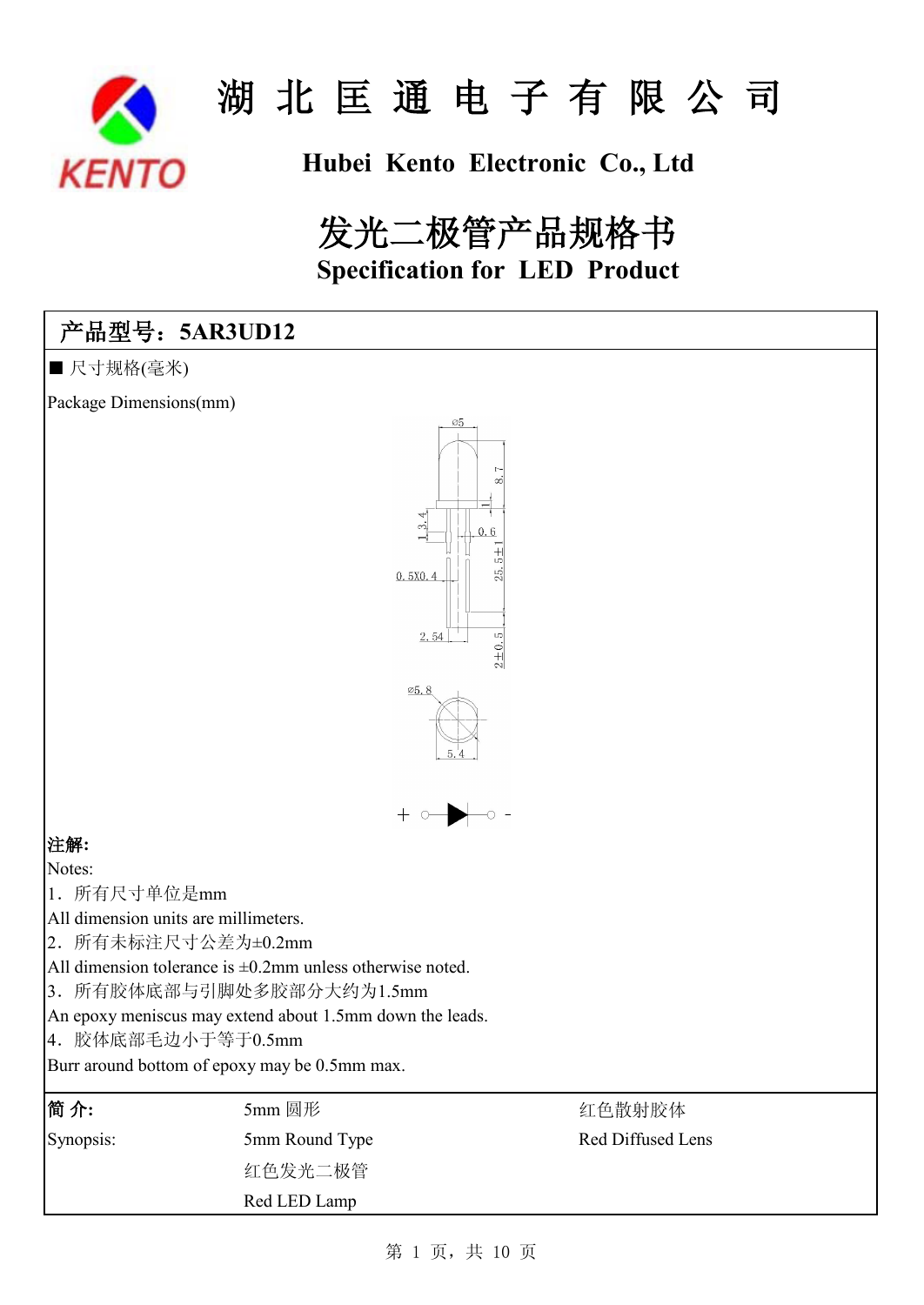# 湖 北 匡 通 电 子 有 限 公 司

## Hubei Kento Electronic Co., Ltd

# 发光二极管产品规格书

## Specification for LED Product

**产品型号：5AR3UD12**

■ 尺寸规格(毫米)

Package Dimensions(mm)

**注解:**

Notes:

1．所有尺寸单位是mm

All dimension units are millimeters.

2．所有未标注尺寸公差为±0.2mm

All dimension tolerance is ±0.2mm unless otherwise noted.

3．所有胶体底部与引脚处多胶部分大约为1.5mm

An epoxy meniscus may extend about 1.5mm down the leads.

4．胶体底部毛边小于等于0.5mm

Burr around bottom of epoxy may be 0.5mm max.

| **简 介:** | 5mm 圆形 | 红色散射胶体 |
|---|---|---|
| Synopsis: | 5mm Round Type | Red Diffused Lens |
| | 红色发光二极管 | |
| | Red LED Lamp | |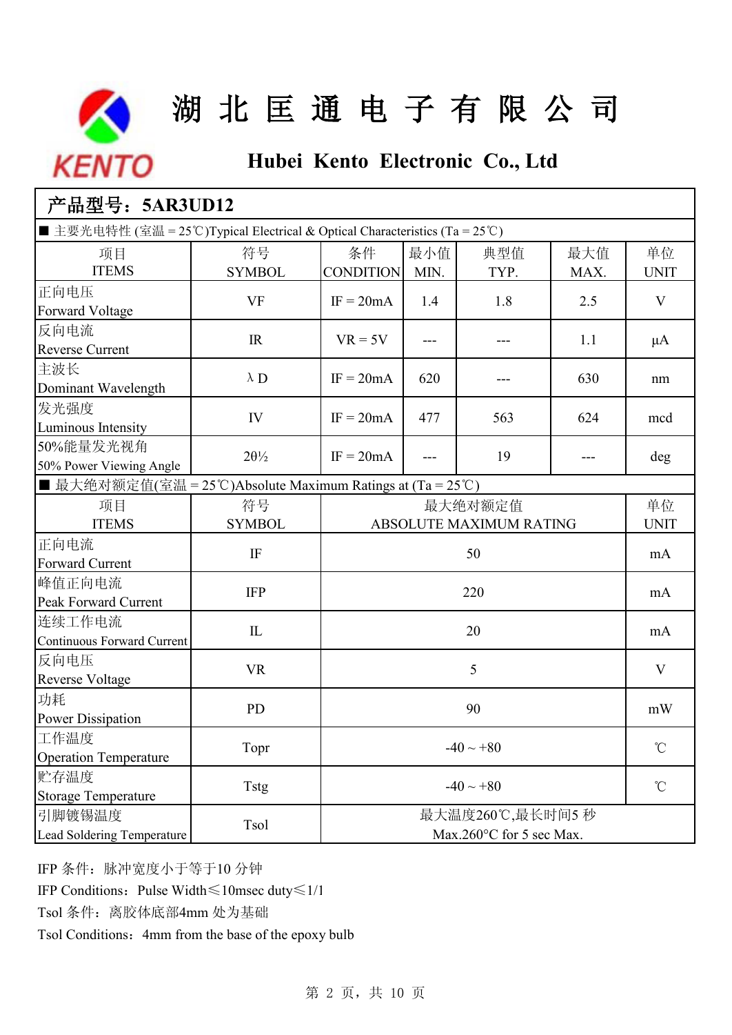# 湖 北 匡 通 电 子 有 限 公 司

## Hubei Kento Electronic Co., Ltd

## 产品型号：5AR3UD12

■ 主要光电特性 (室温 = 25℃)Typical Electrical & Optical Characteristics (Ta = 25℃)

| 项目<br>ITEMS | 符号<br>SYMBOL | 条件<br>CONDITION | 最小值<br>MIN. | 典型值<br>TYP. | 最大值<br>MAX. | 单位<br>UNIT |
|---|---|---|---|---|---|---|
| 正向电压<br>Forward Voltage | VF | IF = 20mA | 1.4 | 1.8 | 2.5 | V |
| 反向电流<br>Reverse Current | IR | VR = 5V | --- | --- | 1.1 | μA |
| 主波长<br>Dominant Wavelength | λD | IF = 20mA | 620 | --- | 630 | nm |
| 发光强度<br>Luminous Intensity | IV | IF = 20mA | 477 | 563 | 624 | mcd |
| 50%能量发光视角<br>50% Power Viewing Angle | 2θ½ | IF = 20mA | --- | 19 | --- | deg |

■ 最大绝对额定值(室温 = 25℃)Absolute Maximum Ratings at (Ta = 25℃)

| 项目<br>ITEMS | 符号<br>SYMBOL | 最大绝对额定值<br>ABSOLUTE MAXIMUM RATING | 单位<br>UNIT |
|---|---|---|---|
| 正向电流<br>Forward Current | IF | 50 | mA |
| 峰值正向电流<br>Peak Forward Current | IFP | 220 | mA |
| 连续工作电流<br>Continuous Forward Current | IL | 20 | mA |
| 反向电压<br>Reverse Voltage | VR | 5 | V |
| 功耗<br>Power Dissipation | PD | 90 | mW |
| 工作温度<br>Operation Temperature | Topr | -40 ~ +80 | ℃ |
| 贮存温度<br>Storage Temperature | Tstg | -40 ~ +80 | ℃ |
| 引脚镀锡温度<br>Lead Soldering Temperature | Tsol | 最大温度260℃,最长时间5 秒<br>Max.260°C for 5 sec Max. | |

IFP 条件：脉冲宽度小于等于10 分钟

IFP Conditions：Pulse Width≤10msec duty≤1/1

Tsol 条件：离胶体底部4mm 处为基础

Tsol Conditions：4mm from the base of the epoxy bulb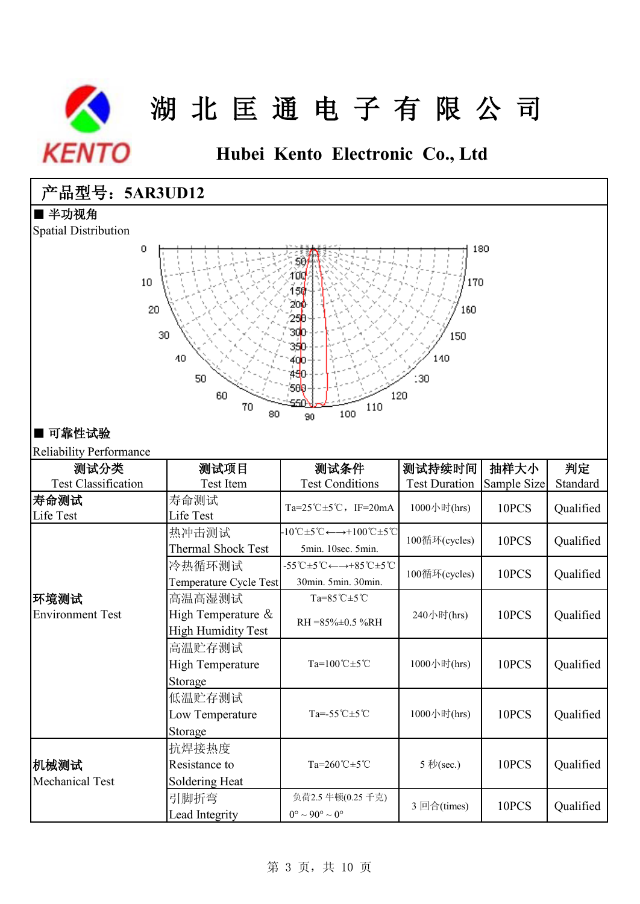# 湖 北 匡 通 电 子 有 限 公 司

## Hubei Kento Electronic Co., Ltd

**产品型号：5AR3UD12**

■ **半功视角**

Spatial Distribution

■ **可靠性试验**

Reliability Performance

| 测试分类<br>Test Classification | 测试项目<br>Test Item | 测试条件<br>Test Conditions | 测试持续时间<br>Test Duration | 抽样大小<br>Sample Size | 判定<br>Standard |
|---|---|---|---|---|---|
| **寿命测试**<br>Life Test | 寿命测试<br>Life Test | Ta=25℃±5℃，IF=20mA | 1000小时(hrs) | 10PCS | Qualified |
| **环境测试**<br>Environment Test | 热冲击测试<br>Thermal Shock Test | -10℃±5℃←→+100℃±5℃<br>5min. 10sec. 5min. | 100循环(cycles) | 10PCS | Qualified |
| | 冷热循环测试<br>Temperature Cycle Test | -55℃±5℃←→+85℃±5℃<br>30min. 5min. 30min. | 100循环(cycles) | 10PCS | Qualified |
| | 高温高湿测试<br>High Temperature & High Humidity Test | Ta=85℃±5℃<br>RH =85%±0.5 %RH | 240小时(hrs) | 10PCS | Qualified |
| | 高温贮存测试<br>High Temperature Storage | Ta=100℃±5℃ | 1000小时(hrs) | 10PCS | Qualified |
| | 低温贮存测试<br>Low Temperature Storage | Ta=-55℃±5℃ | 1000小时(hrs) | 10PCS | Qualified |
| **机械测试**<br>Mechanical Test | 抗焊接热度<br>Resistance to Soldering Heat | Ta=260℃±5℃ | 5 秒(sec.) | 10PCS | Qualified |
| | 引脚折弯<br>Lead Integrity | 负荷2.5 牛顿(0.25 千克)<br>0° ~ 90° ~ 0° | 3 回合(times) | 10PCS | Qualified |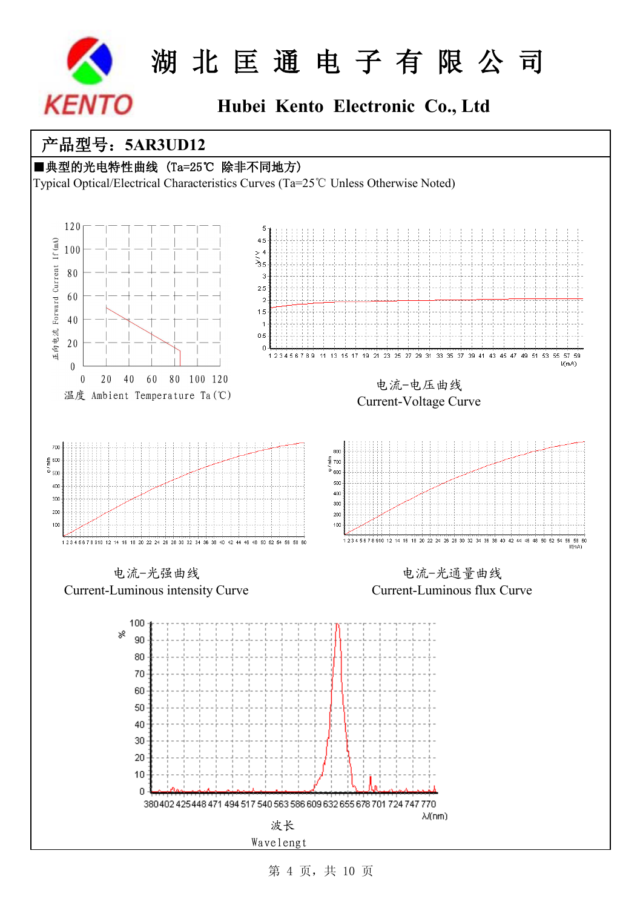# 湖 北 匡 通 电 子 有 限 公 司

**Hubei Kento Electronic Co., Ltd**

## 产品型号：5AR3UD12

■典型的光电特性曲线（Ta=25℃ 除非不同地方）

Typical Optical/Electrical Characteristics Curves (Ta=25℃ Unless Otherwise Noted)

正向电流 Forward Current If (mA)

温度 Ambient Temperature Ta(℃)

电流-电压曲线

Current-Voltage Curve

电流-光强曲线

Current-Luminous intensity Curve

电流-光通量曲线

Current-Luminous flux Curve

波长

Wavelengt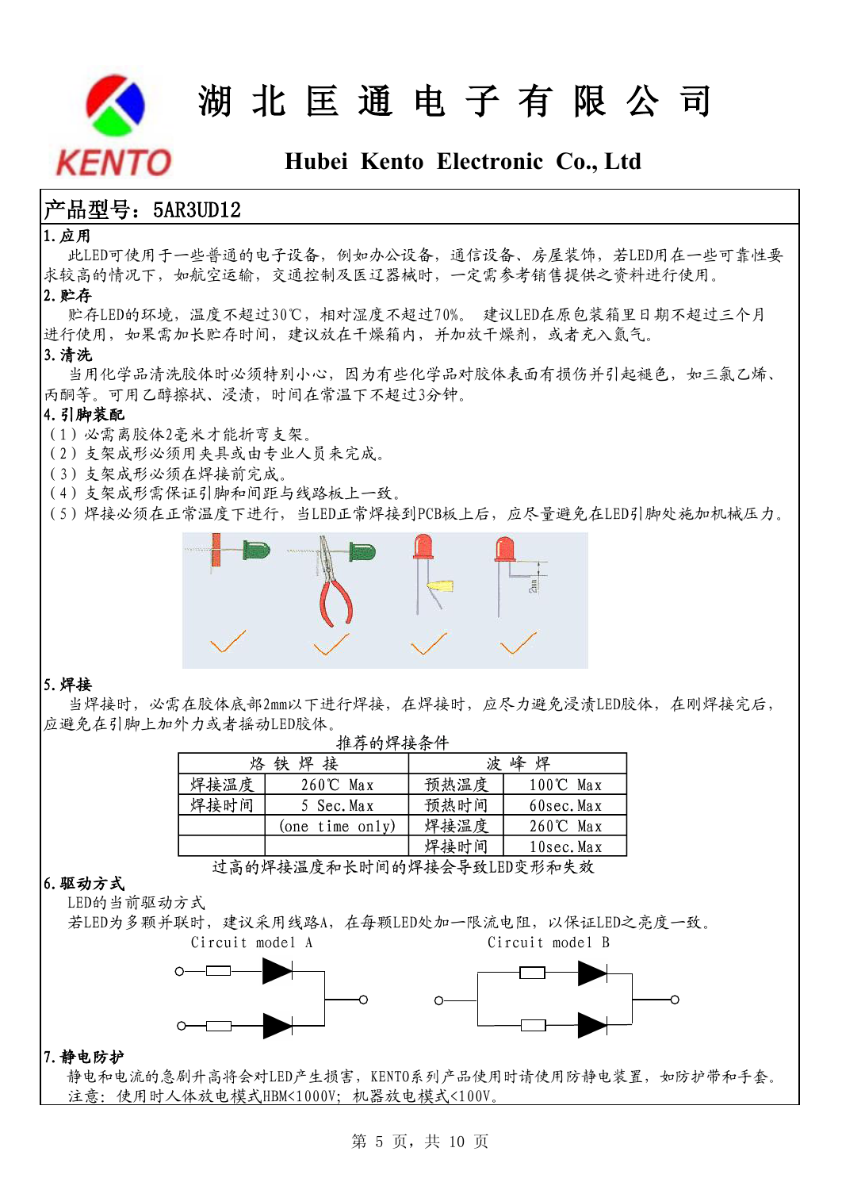# 湖 北 匡 通 电 子 有 限 公 司

## Hubei Kento Electronic Co., Ltd

## 产品型号：5AR3UD12

**1. 应用**

此LED可使用于一些普通的电子设备，例如办公设备，通信设备、房屋装饰，若LED用在一些可靠性要求较高的情况下，如航空运输，交通控制及医辽器械时，一定需参考销售提供之资料进行使用。

**2. 贮存**

贮存LED的环境，温度不超过30℃，相对湿度不超过70%。 建议LED在原包装箱里日期不超过三个月进行使用，如果需加长贮存时间，建议放在干燥箱内，并加放干燥剂，或者充入氮气。

**3. 清洗**

当用化学品清洗胶体时必须特别小心，因为有些化学品对胶体表面有损伤并引起褪色，如三氯乙烯、丙酮等。可用乙醇擦拭、浸渍，时间在常温下不超过3分钟。

**4. 引脚装配**

（1）必需离胶体2毫米才能折弯支架。
（2）支架成形必须用夹具或由专业人员来完成。
（3）支架成形必须在焊接前完成。
（4）支架成形需保证引脚和间距与线路板上一致。
（5）焊接必须在正常温度下进行，当LED正常焊接到PCB板上后，应尽量避免在LED引脚处施加机械压力。

**5. 焊接**

当焊接时，必需在胶体底部2mm以下进行焊接，在焊接时，应尽力避免浸渍LED胶体，在刚焊接完后，应避免在引脚上加外力或者摇动LED胶体。

推荐的焊接条件

| 烙 铁 焊 接 | | 波 峰 焊 | |
|---|---|---|---|
| 焊接温度 | 260℃ Max | 预热温度 | 100℃ Max |
| 焊接时间 | 5 Sec. Max | 预热时间 | 60sec. Max |
| | (one time only) | 焊接温度 | 260℃ Max |
| | | 焊接时间 | 10sec. Max |

过高的焊接温度和长时间的焊接会导致LED变形和失效

**6. 驱动方式**

LED的当前驱动方式

若LED为多颗并联时，建议采用线路A，在每颗LED处加一限流电阻，以保证LED之亮度一致。

Circuit model A

Circuit model B

**7. 静电防护**

静电和电流的急剧升高将会对LED产生损害，KENTO系列产品使用时请使用防静电装置，如防护带和手套。
注意：使用时人体放电模式HBM<1000V；机器放电模式<100V。